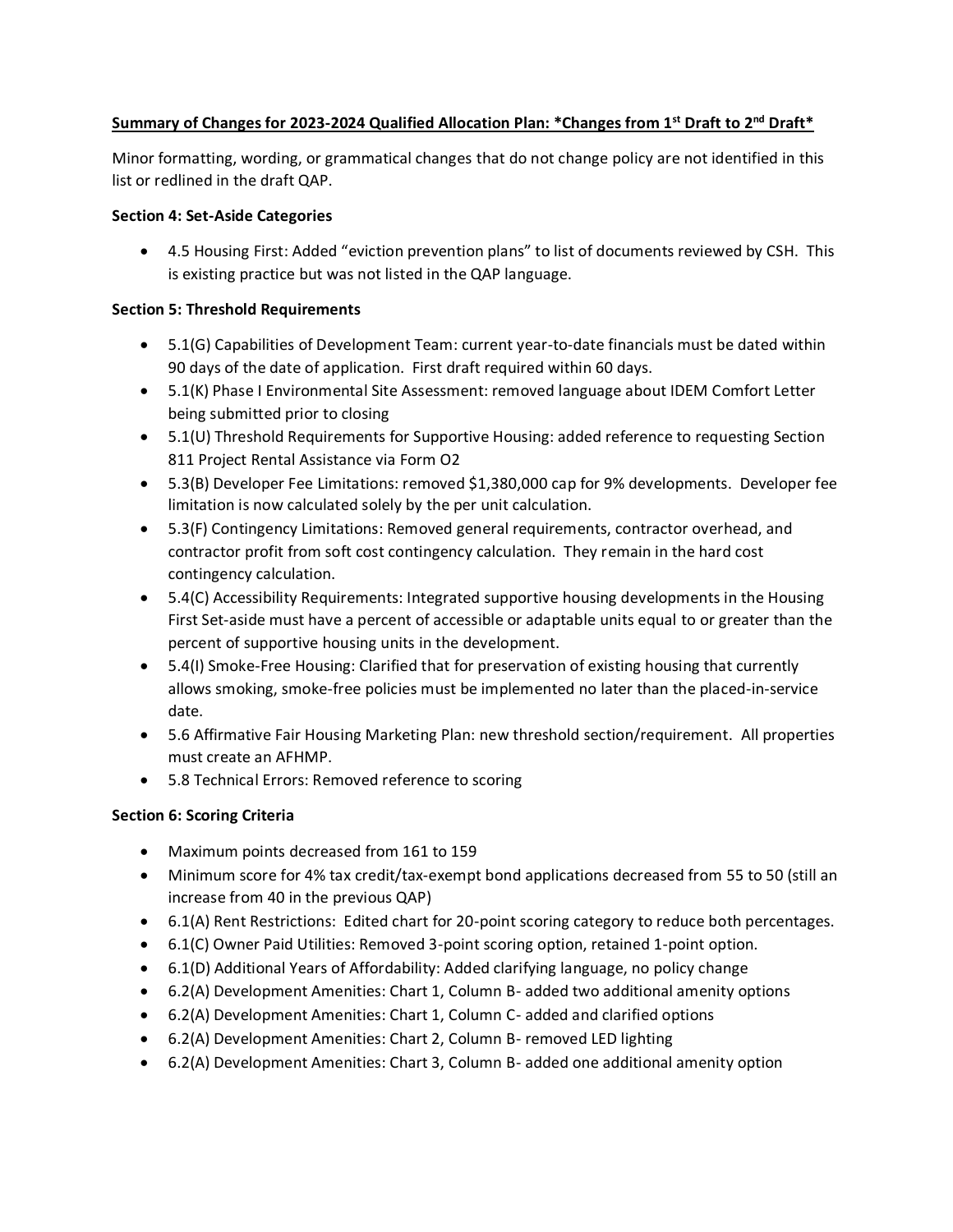**Summary of Changes for 2023-2024 Qualified Allocation Plan: *Changes from 1st Draft to 2nd Draft***

Minor formatting, wording, or grammatical changes that do not change policy are not identified in this list or redlined in the draft QAP.

**Section 4: Set-Aside Categories**

- 4.5 Housing First: Added "eviction prevention plans" to list of documents reviewed by CSH. This is existing practice but was not listed in the QAP language.

**Section 5: Threshold Requirements**

- 5.1(G) Capabilities of Development Team: current year-to-date financials must be dated within 90 days of the date of application. First draft required within 60 days.
- 5.1(K) Phase I Environmental Site Assessment: removed language about IDEM Comfort Letter being submitted prior to closing
- 5.1(U) Threshold Requirements for Supportive Housing: added reference to requesting Section 811 Project Rental Assistance via Form O2
- 5.3(B) Developer Fee Limitations: removed $1,380,000 cap for 9% developments. Developer fee limitation is now calculated solely by the per unit calculation.
- 5.3(F) Contingency Limitations: Removed general requirements, contractor overhead, and contractor profit from soft cost contingency calculation. They remain in the hard cost contingency calculation.
- 5.4(C) Accessibility Requirements: Integrated supportive housing developments in the Housing First Set-aside must have a percent of accessible or adaptable units equal to or greater than the percent of supportive housing units in the development.
- 5.4(I) Smoke-Free Housing: Clarified that for preservation of existing housing that currently allows smoking, smoke-free policies must be implemented no later than the placed-in-service date.
- 5.6 Affirmative Fair Housing Marketing Plan: new threshold section/requirement. All properties must create an AFHMP.
- 5.8 Technical Errors: Removed reference to scoring

**Section 6: Scoring Criteria**

- Maximum points decreased from 161 to 159
- Minimum score for 4% tax credit/tax-exempt bond applications decreased from 55 to 50 (still an increase from 40 in the previous QAP)
- 6.1(A) Rent Restrictions: Edited chart for 20-point scoring category to reduce both percentages.
- 6.1(C) Owner Paid Utilities: Removed 3-point scoring option, retained 1-point option.
- 6.1(D) Additional Years of Affordability: Added clarifying language, no policy change
- 6.2(A) Development Amenities: Chart 1, Column B- added two additional amenity options
- 6.2(A) Development Amenities: Chart 1, Column C- added and clarified options
- 6.2(A) Development Amenities: Chart 2, Column B- removed LED lighting
- 6.2(A) Development Amenities: Chart 3, Column B- added one additional amenity option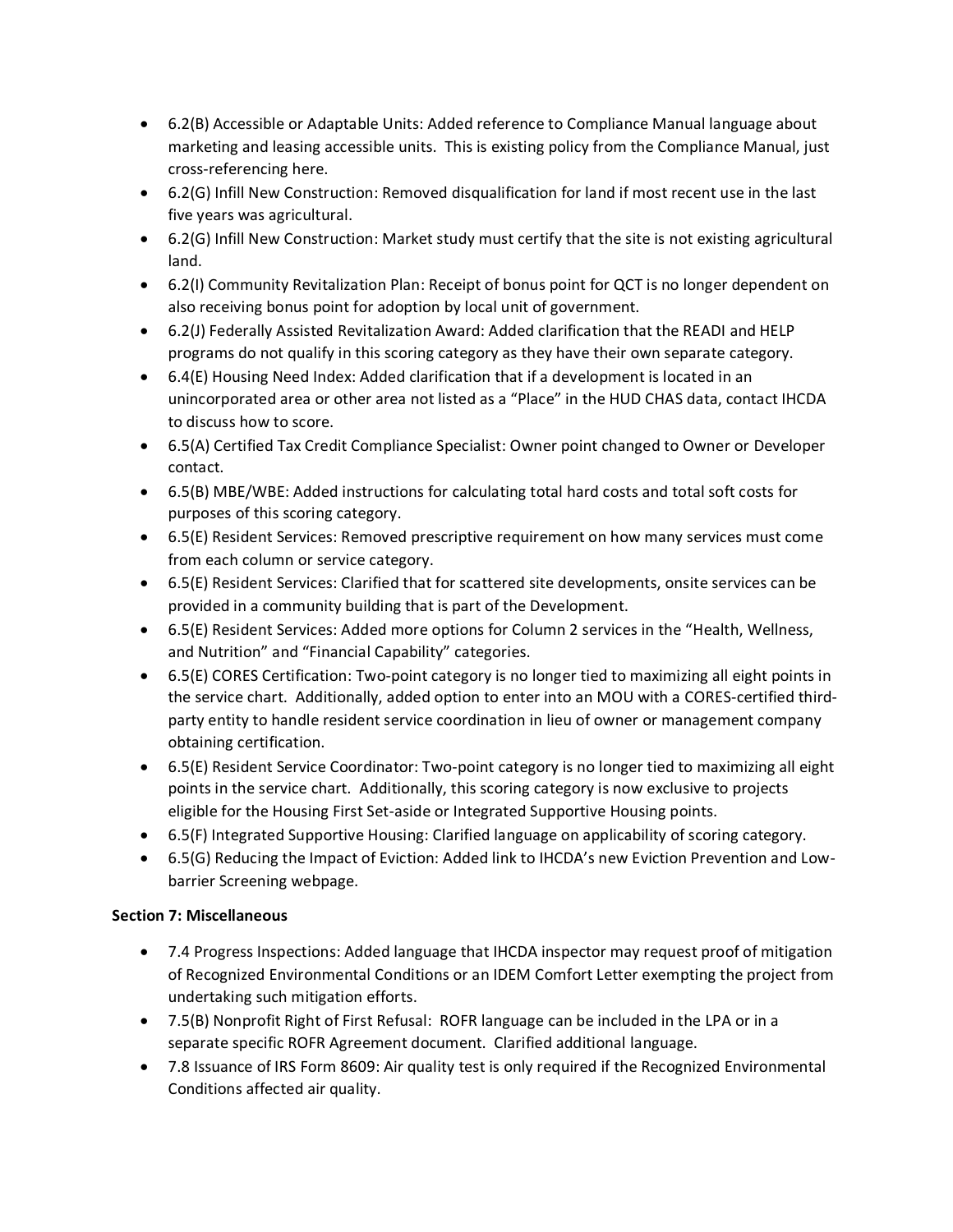- 6.2(B) Accessible or Adaptable Units: Added reference to Compliance Manual language about marketing and leasing accessible units. This is existing policy from the Compliance Manual, just cross-referencing here.
- 6.2(G) Infill New Construction: Removed disqualification for land if most recent use in the last five years was agricultural.
- 6.2(G) Infill New Construction: Market study must certify that the site is not existing agricultural land.
- 6.2(I) Community Revitalization Plan: Receipt of bonus point for QCT is no longer dependent on also receiving bonus point for adoption by local unit of government.
- 6.2(J) Federally Assisted Revitalization Award: Added clarification that the READI and HELP programs do not qualify in this scoring category as they have their own separate category.
- 6.4(E) Housing Need Index: Added clarification that if a development is located in an unincorporated area or other area not listed as a "Place" in the HUD CHAS data, contact IHCDA to discuss how to score.
- 6.5(A) Certified Tax Credit Compliance Specialist: Owner point changed to Owner or Developer contact.
- 6.5(B) MBE/WBE: Added instructions for calculating total hard costs and total soft costs for purposes of this scoring category.
- 6.5(E) Resident Services: Removed prescriptive requirement on how many services must come from each column or service category.
- 6.5(E) Resident Services: Clarified that for scattered site developments, onsite services can be provided in a community building that is part of the Development.
- 6.5(E) Resident Services: Added more options for Column 2 services in the "Health, Wellness, and Nutrition" and "Financial Capability" categories.
- 6.5(E) CORES Certification: Two-point category is no longer tied to maximizing all eight points in the service chart. Additionally, added option to enter into an MOU with a CORES-certified third-party entity to handle resident service coordination in lieu of owner or management company obtaining certification.
- 6.5(E) Resident Service Coordinator: Two-point category is no longer tied to maximizing all eight points in the service chart. Additionally, this scoring category is now exclusive to projects eligible for the Housing First Set-aside or Integrated Supportive Housing points.
- 6.5(F) Integrated Supportive Housing: Clarified language on applicability of scoring category.
- 6.5(G) Reducing the Impact of Eviction: Added link to IHCDA's new Eviction Prevention and Low-barrier Screening webpage.

**Section 7: Miscellaneous**

- 7.4 Progress Inspections: Added language that IHCDA inspector may request proof of mitigation of Recognized Environmental Conditions or an IDEM Comfort Letter exempting the project from undertaking such mitigation efforts.
- 7.5(B) Nonprofit Right of First Refusal: ROFR language can be included in the LPA or in a separate specific ROFR Agreement document. Clarified additional language.
- 7.8 Issuance of IRS Form 8609: Air quality test is only required if the Recognized Environmental Conditions affected air quality.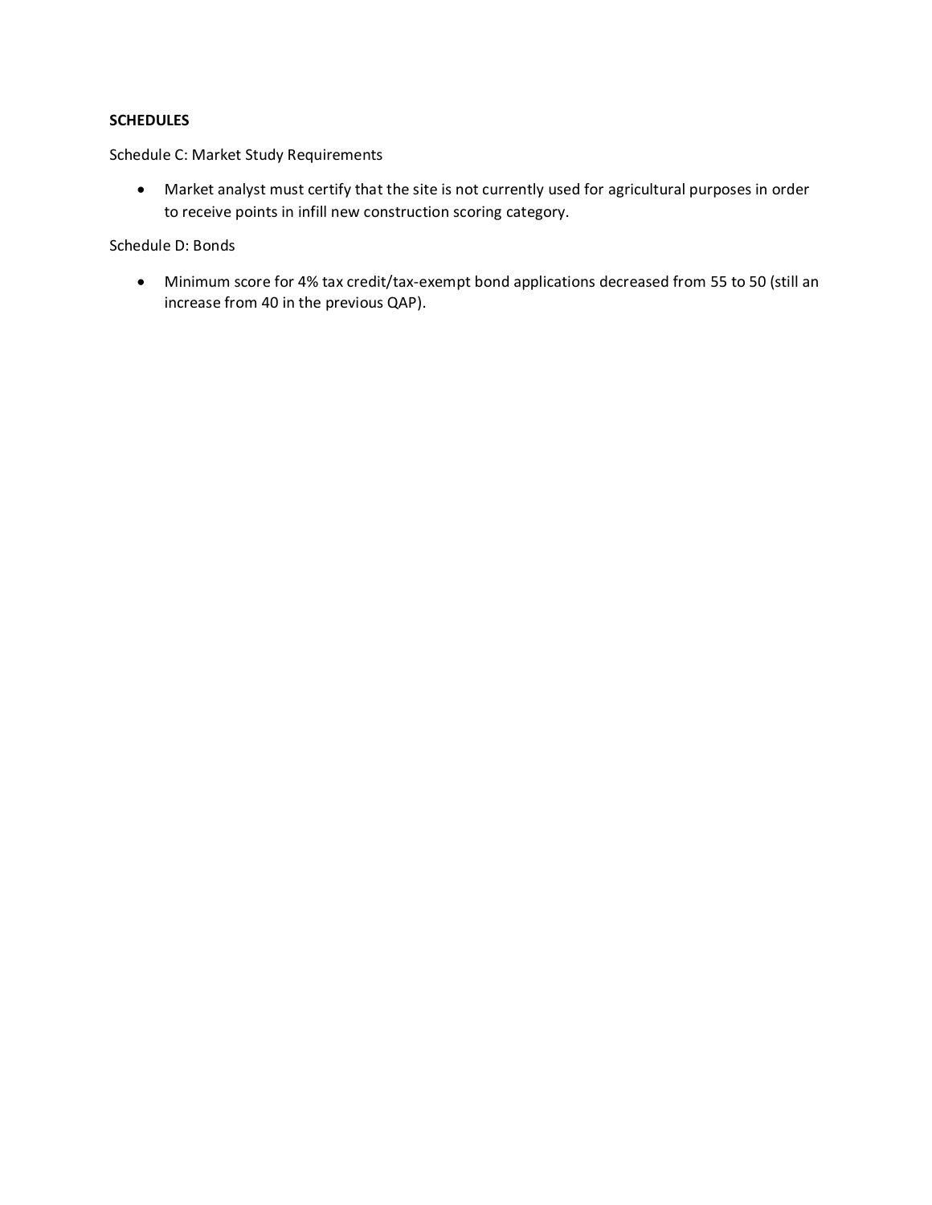**SCHEDULES**

Schedule C: Market Study Requirements

- Market analyst must certify that the site is not currently used for agricultural purposes in order to receive points in infill new construction scoring category.

Schedule D: Bonds

- Minimum score for 4% tax credit/tax-exempt bond applications decreased from 55 to 50 (still an increase from 40 in the previous QAP).